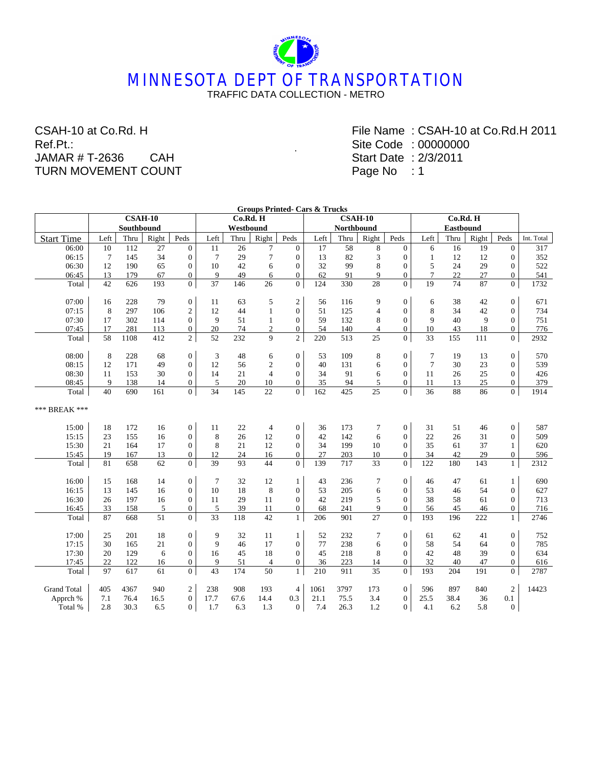# MINNESOTA DEPT OF TRANSPORTATION

TRAFFIC DATA COLLECTION - METRO

CSAH-10 at Co.Rd. H
Ref.Pt.:
JAMAR # T-2636 CAH
TURN MOVEMENT COUNT

File Name : CSAH-10 at Co.Rd.H 2011
Site Code : 00000000
Start Date : 2/3/2011
Page No : 1

Groups Printed- Cars & Trucks

| | CSAH-10 | | | | Co.Rd. H | | | | CSAH-10 | | | | Co.Rd. H | | | | |
|---|---|---|---|---|---|---|---|---|---|---|---|---|---|---|---|---|---|
| | Southbound | | | | Westbound | | | | Northbound | | | | Eastbound | | | | |
| Start Time | Left | Thru | Right | Peds | Left | Thru | Right | Peds | Left | Thru | Right | Peds | Left | Thru | Right | Peds | Int. Total |
| 06:00 | 10 | 112 | 27 | 0 | 11 | 26 | 7 | 0 | 17 | 58 | 8 | 0 | 6 | 16 | 19 | 0 | 317 |
| 06:15 | 7 | 145 | 34 | 0 | 7 | 29 | 7 | 0 | 13 | 82 | 3 | 0 | 1 | 12 | 12 | 0 | 352 |
| 06:30 | 12 | 190 | 65 | 0 | 10 | 42 | 6 | 0 | 32 | 99 | 8 | 0 | 5 | 24 | 29 | 0 | 522 |
| 06:45 | 13 | 179 | 67 | 0 | 9 | 49 | 6 | 0 | 62 | 91 | 9 | 0 | 7 | 22 | 27 | 0 | 541 |
| Total | 42 | 626 | 193 | 0 | 37 | 146 | 26 | 0 | 124 | 330 | 28 | 0 | 19 | 74 | 87 | 0 | 1732 |
| 07:00 | 16 | 228 | 79 | 0 | 11 | 63 | 5 | 2 | 56 | 116 | 9 | 0 | 6 | 38 | 42 | 0 | 671 |
| 07:15 | 8 | 297 | 106 | 2 | 12 | 44 | 1 | 0 | 51 | 125 | 4 | 0 | 8 | 34 | 42 | 0 | 734 |
| 07:30 | 17 | 302 | 114 | 0 | 9 | 51 | 1 | 0 | 59 | 132 | 8 | 0 | 9 | 40 | 9 | 0 | 751 |
| 07:45 | 17 | 281 | 113 | 0 | 20 | 74 | 2 | 0 | 54 | 140 | 4 | 0 | 10 | 43 | 18 | 0 | 776 |
| Total | 58 | 1108 | 412 | 2 | 52 | 232 | 9 | 2 | 220 | 513 | 25 | 0 | 33 | 155 | 111 | 0 | 2932 |
| 08:00 | 8 | 228 | 68 | 0 | 3 | 48 | 6 | 0 | 53 | 109 | 8 | 0 | 7 | 19 | 13 | 0 | 570 |
| 08:15 | 12 | 171 | 49 | 0 | 12 | 56 | 2 | 0 | 40 | 131 | 6 | 0 | 7 | 30 | 23 | 0 | 539 |
| 08:30 | 11 | 153 | 30 | 0 | 14 | 21 | 4 | 0 | 34 | 91 | 6 | 0 | 11 | 26 | 25 | 0 | 426 |
| 08:45 | 9 | 138 | 14 | 0 | 5 | 20 | 10 | 0 | 35 | 94 | 5 | 0 | 11 | 13 | 25 | 0 | 379 |
| Total | 40 | 690 | 161 | 0 | 34 | 145 | 22 | 0 | 162 | 425 | 25 | 0 | 36 | 88 | 86 | 0 | 1914 |
| *** BREAK *** | | | | | | | | | | | | | | | | | |
| 15:00 | 18 | 172 | 16 | 0 | 11 | 22 | 4 | 0 | 36 | 173 | 7 | 0 | 31 | 51 | 46 | 0 | 587 |
| 15:15 | 23 | 155 | 16 | 0 | 8 | 26 | 12 | 0 | 42 | 142 | 6 | 0 | 22 | 26 | 31 | 0 | 509 |
| 15:30 | 21 | 164 | 17 | 0 | 8 | 21 | 12 | 0 | 34 | 199 | 10 | 0 | 35 | 61 | 37 | 1 | 620 |
| 15:45 | 19 | 167 | 13 | 0 | 12 | 24 | 16 | 0 | 27 | 203 | 10 | 0 | 34 | 42 | 29 | 0 | 596 |
| Total | 81 | 658 | 62 | 0 | 39 | 93 | 44 | 0 | 139 | 717 | 33 | 0 | 122 | 180 | 143 | 1 | 2312 |
| 16:00 | 15 | 168 | 14 | 0 | 7 | 32 | 12 | 1 | 43 | 236 | 7 | 0 | 46 | 47 | 61 | 1 | 690 |
| 16:15 | 13 | 145 | 16 | 0 | 10 | 18 | 8 | 0 | 53 | 205 | 6 | 0 | 53 | 46 | 54 | 0 | 627 |
| 16:30 | 26 | 197 | 16 | 0 | 11 | 29 | 11 | 0 | 42 | 219 | 5 | 0 | 38 | 58 | 61 | 0 | 713 |
| 16:45 | 33 | 158 | 5 | 0 | 5 | 39 | 11 | 0 | 68 | 241 | 9 | 0 | 56 | 45 | 46 | 0 | 716 |
| Total | 87 | 668 | 51 | 0 | 33 | 118 | 42 | 1 | 206 | 901 | 27 | 0 | 193 | 196 | 222 | 1 | 2746 |
| 17:00 | 25 | 201 | 18 | 0 | 9 | 32 | 11 | 1 | 52 | 232 | 7 | 0 | 61 | 62 | 41 | 0 | 752 |
| 17:15 | 30 | 165 | 21 | 0 | 9 | 46 | 17 | 0 | 77 | 238 | 6 | 0 | 58 | 54 | 64 | 0 | 785 |
| 17:30 | 20 | 129 | 6 | 0 | 16 | 45 | 18 | 0 | 45 | 218 | 8 | 0 | 42 | 48 | 39 | 0 | 634 |
| 17:45 | 22 | 122 | 16 | 0 | 9 | 51 | 4 | 0 | 36 | 223 | 14 | 0 | 32 | 40 | 47 | 0 | 616 |
| Total | 97 | 617 | 61 | 0 | 43 | 174 | 50 | 1 | 210 | 911 | 35 | 0 | 193 | 204 | 191 | 0 | 2787 |
| Grand Total | 405 | 4367 | 940 | 2 | 238 | 908 | 193 | 4 | 1061 | 3797 | 173 | 0 | 596 | 897 | 840 | 2 | 14423 |
| Apprch % | 7.1 | 76.4 | 16.5 | 0 | 17.7 | 67.6 | 14.4 | 0.3 | 21.1 | 75.5 | 3.4 | 0 | 25.5 | 38.4 | 36 | 0.1 | |
| Total % | 2.8 | 30.3 | 6.5 | 0 | 1.7 | 6.3 | 1.3 | 0 | 7.4 | 26.3 | 1.2 | 0 | 4.1 | 6.2 | 5.8 | 0 | |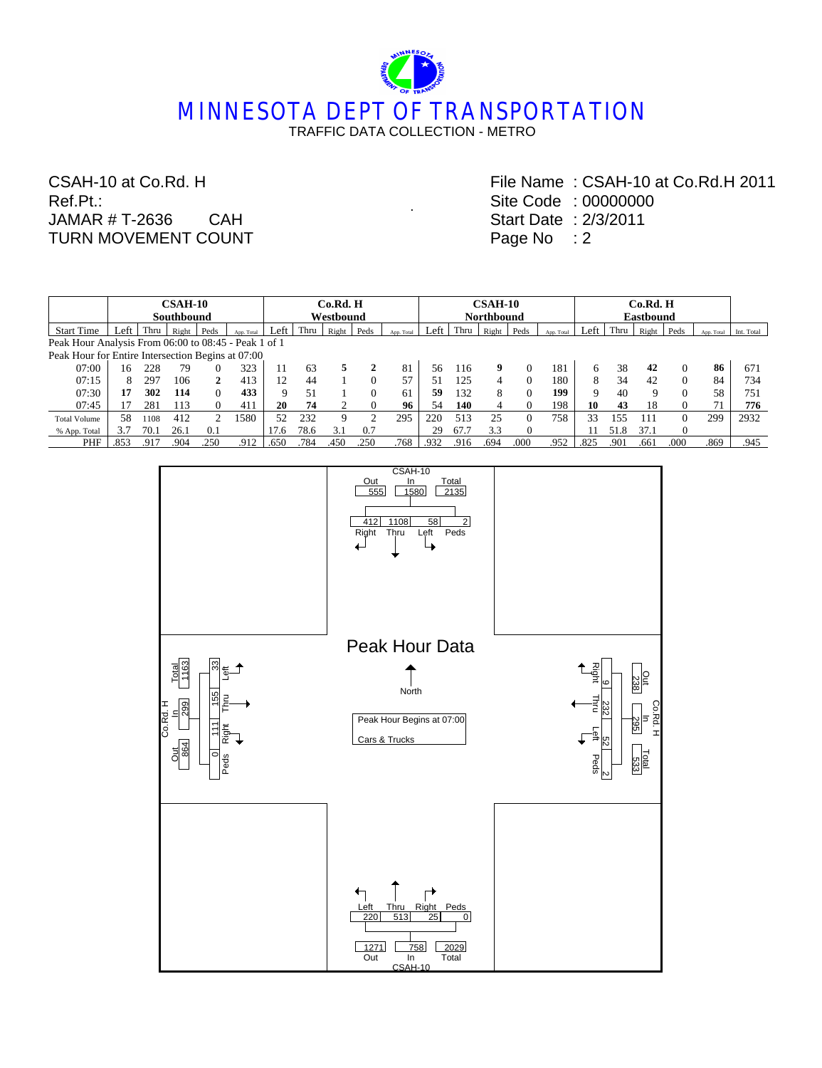# MINNESOTA DEPT OF TRANSPORTATION

TRAFFIC DATA COLLECTION - METRO

CSAH-10 at Co.Rd. H
Ref.Pt.:
JAMAR # T-2636 CAH
TURN MOVEMENT COUNT

File Name : CSAH-10 at Co.Rd.H 2011
Site Code : 00000000
Start Date : 2/3/2011
Page No : 2

| | CSAH-10 Southbound | | | | | Co.Rd. H Westbound | | | | | CSAH-10 Northbound | | | | | Co.Rd. H Eastbound | | | | | |
|---|---|---|---|---|---|---|---|---|---|---|---|---|---|---|---|---|---|---|---|---|---|
| Start Time | Left | Thru | Right | Peds | App. Total | Left | Thru | Right | Peds | App. Total | Left | Thru | Right | Peds | App. Total | Left | Thru | Right | Peds | App. Total | Int. Total |
| Peak Hour Analysis From 06:00 to 08:45 - Peak 1 of 1 | | | | | | | | | | | | | | | | | | | | | |
| Peak Hour for Entire Intersection Begins at 07:00 | | | | | | | | | | | | | | | | | | | | | |
| 07:00 | 16 | 228 | 79 | 0 | 323 | 11 | 63 | **5** | **2** | 81 | 56 | 116 | **9** | 0 | 181 | 6 | 38 | **42** | 0 | **86** | 671 |
| 07:15 | 8 | 297 | 106 | **2** | 413 | 12 | 44 | 1 | 0 | 57 | 51 | 125 | 4 | 0 | 180 | 8 | 34 | 42 | 0 | 84 | 734 |
| 07:30 | **17** | **302** | **114** | 0 | **433** | 9 | 51 | 1 | 0 | 61 | **59** | 132 | 8 | 0 | **199** | 9 | 40 | 9 | 0 | 58 | 751 |
| 07:45 | 17 | 281 | 113 | 0 | 411 | **20** | **74** | 2 | 0 | **96** | 54 | **140** | 4 | 0 | 198 | **10** | **43** | 18 | 0 | 71 | **776** |
| Total Volume | 58 | 1108 | 412 | 2 | 1580 | 52 | 232 | 9 | 2 | 295 | 220 | 513 | 25 | 0 | 758 | 33 | 155 | 111 | 0 | 299 | 2932 |
| % App. Total | 3.7 | 70.1 | 26.1 | 0.1 | | 17.6 | 78.6 | 3.1 | 0.7 | | 29 | 67.7 | 3.3 | 0 | | 11 | 51.8 | 37.1 | 0 | | |
| PHF | .853 | .917 | .904 | .250 | .912 | .650 | .784 | .450 | .250 | .768 | .932 | .916 | .694 | .000 | .952 | .825 | .901 | .661 | .000 | .869 | .945 |

## Peak Hour Data

North

Peak Hour Begins at 07:00

Cars & Trucks

**CSAH-10 (North leg):** Out 555, In 1580, Total 2135 — Right 412, Thru 1108, Left 58, Peds 2

**CSAH-10 (South leg):** Out 1271, In 758, Total 2029 — Left 220, Thru 513, Right 25, Peds 0

**Co.Rd. H (West leg):** Out 864, In 299, Total 1163 — Left 33, Thru 155, Right 111, Peds 0

**Co.Rd. H (East leg):** Out 238, In 295, Total 533 — Right 9, Thru 232, Left 52, Peds 2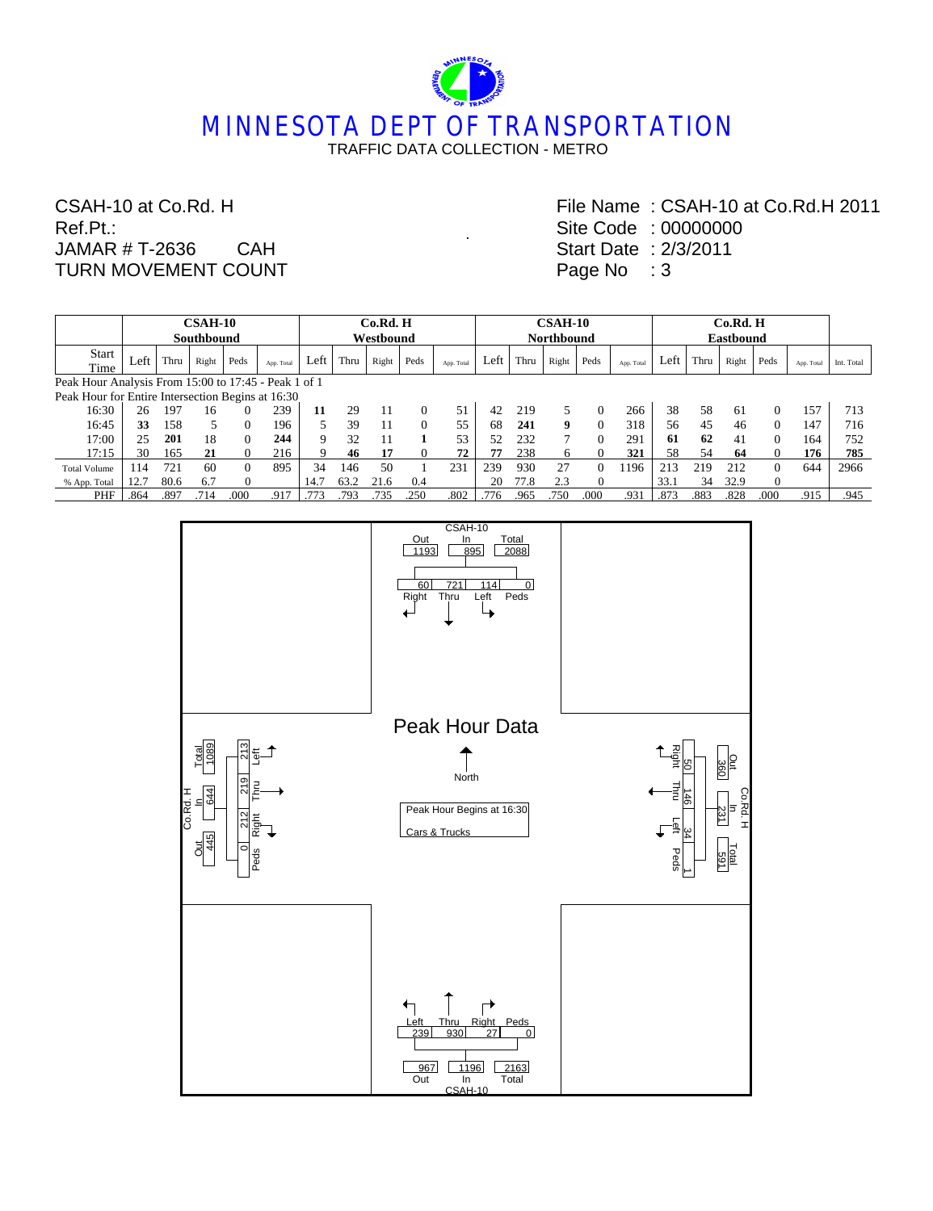# MINNESOTA DEPT OF TRANSPORTATION

TRAFFIC DATA COLLECTION - METRO

CSAH-10 at Co.Rd. H
Ref.Pt.:
JAMAR # T-2636 CAH
TURN MOVEMENT COUNT

File Name : CSAH-10 at Co.Rd.H 2011
Site Code : 00000000
Start Date : 2/3/2011
Page No : 3

| | CSAH-10 Southbound | | | | | Co.Rd. H Westbound | | | | | CSAH-10 Northbound | | | | | Co.Rd. H Eastbound | | | | | |
|---|---|---|---|---|---|---|---|---|---|---|---|---|---|---|---|---|---|---|---|---|---|
| Start Time | Left | Thru | Right | Peds | App. Total | Left | Thru | Right | Peds | App. Total | Left | Thru | Right | Peds | App. Total | Left | Thru | Right | Peds | App. Total | Int. Total |
| Peak Hour Analysis From 15:00 to 17:45 - Peak 1 of 1 | | | | | | | | | | | | | | | | | | | | | |
| Peak Hour for Entire Intersection Begins at 16:30 | | | | | | | | | | | | | | | | | | | | | |
| 16:30 | 26 | 197 | 16 | 0 | 239 | **11** | 29 | 11 | 0 | 51 | 42 | 219 | 5 | 0 | 266 | 38 | 58 | 61 | 0 | 157 | 713 |
| 16:45 | **33** | 158 | 5 | 0 | 196 | 5 | 39 | 11 | 0 | 55 | 68 | **241** | **9** | 0 | 318 | 56 | 45 | 46 | 0 | 147 | 716 |
| 17:00 | 25 | **201** | 18 | 0 | **244** | 9 | 32 | 11 | **1** | 53 | 52 | 232 | 7 | 0 | 291 | **61** | **62** | 41 | 0 | 164 | 752 |
| 17:15 | 30 | 165 | **21** | 0 | 216 | 9 | **46** | **17** | 0 | **72** | **77** | 238 | 6 | 0 | **321** | 58 | 54 | **64** | 0 | **176** | **785** |
| Total Volume | 114 | 721 | 60 | 0 | 895 | 34 | 146 | 50 | 1 | 231 | 239 | 930 | 27 | 0 | 1196 | 213 | 219 | 212 | 0 | 644 | 2966 |
| % App. Total | 12.7 | 80.6 | 6.7 | 0 | | 14.7 | 63.2 | 21.6 | 0.4 | | 20 | 77.8 | 2.3 | 0 | | 33.1 | 34 | 32.9 | 0 | | |
| PHF | .864 | .897 | .714 | .000 | .917 | .773 | .793 | .735 | .250 | .802 | .776 | .965 | .750 | .000 | .931 | .873 | .883 | .828 | .000 | .915 | .945 |

CSAH-10
Out 1193 In 895 Total 2088
Right 60 Thru 721 Left 114 Peds 0

Co.Rd. H
Total 1089 In 644 Out 445
Left 213 Thru 219 Right 212 Peds 0

Peak Hour Data

North

Peak Hour Begins at 16:30

Cars & Trucks

Co.Rd. H
Out 360 In 231 Total 591
Right 50 Thru 146 Left 34 Peds 1

Left 239 Thru 930 Right 27 Peds 0
Out 967 In 1196 Total 2163
CSAH-10